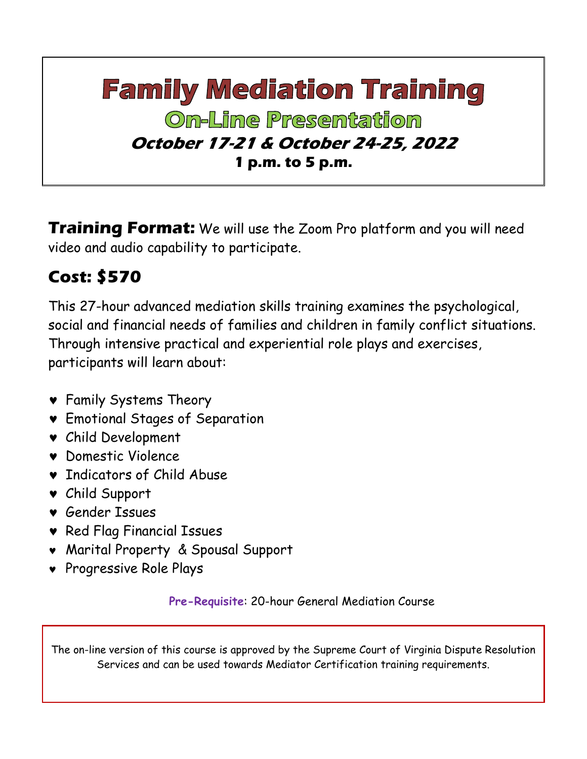# Family Mediation Training

## On-Line Presentation

### *October 17-21 & October 24-25, 2022*

**1 p.m. to 5 p.m.**

**Training Format:** We will use the Zoom Pro platform and you will need video and audio capability to participate.

## Cost: $570

This 27-hour advanced mediation skills training examines the psychological, social and financial needs of families and children in family conflict situations. Through intensive practical and experiential role plays and exercises, participants will learn about:

- Family Systems Theory
- Emotional Stages of Separation
- Child Development
- Domestic Violence
- Indicators of Child Abuse
- Child Support
- Gender Issues
- Red Flag Financial Issues
- Marital Property & Spousal Support
- Progressive Role Plays

**Pre-Requisite**: 20-hour General Mediation Course

The on-line version of this course is approved by the Supreme Court of Virginia Dispute Resolution Services and can be used towards Mediator Certification training requirements.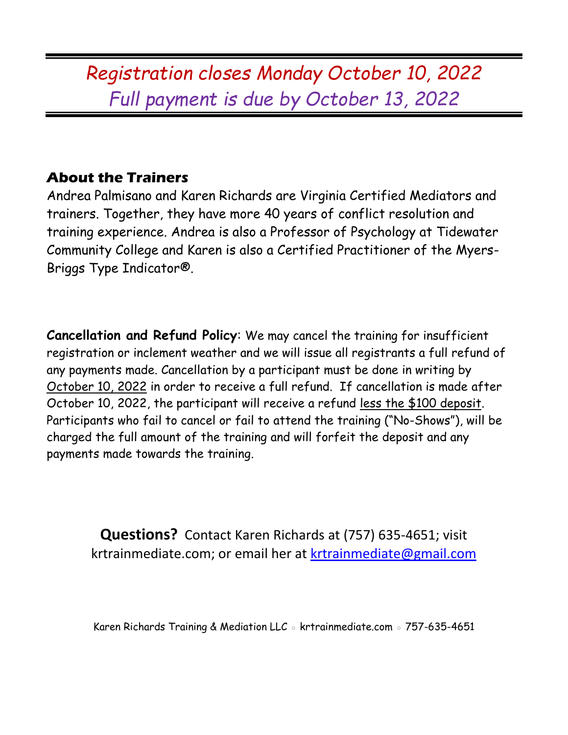*Registration closes Monday October 10, 2022*
*Full payment is due by October 13, 2022*

## About the Trainers

Andrea Palmisano and Karen Richards are Virginia Certified Mediators and trainers. Together, they have more 40 years of conflict resolution and training experience. Andrea is also a Professor of Psychology at Tidewater Community College and Karen is also a Certified Practitioner of the Myers-Briggs Type Indicator®.

**Cancellation and Refund Policy**: We may cancel the training for insufficient registration or inclement weather and we will issue all registrants a full refund of any payments made. Cancellation by a participant must be done in writing by October 10, 2022 in order to receive a full refund. If cancellation is made after October 10, 2022, the participant will receive a refund less the $100 deposit. Participants who fail to cancel or fail to attend the training ("No-Shows"), will be charged the full amount of the training and will forfeit the deposit and any payments made towards the training.

**Questions?** Contact Karen Richards at (757) 635-4651; visit krtrainmediate.com; or email her at krtrainmediate@gmail.com

Karen Richards Training & Mediation LLC ◦ krtrainmediate.com ◦ 757-635-4651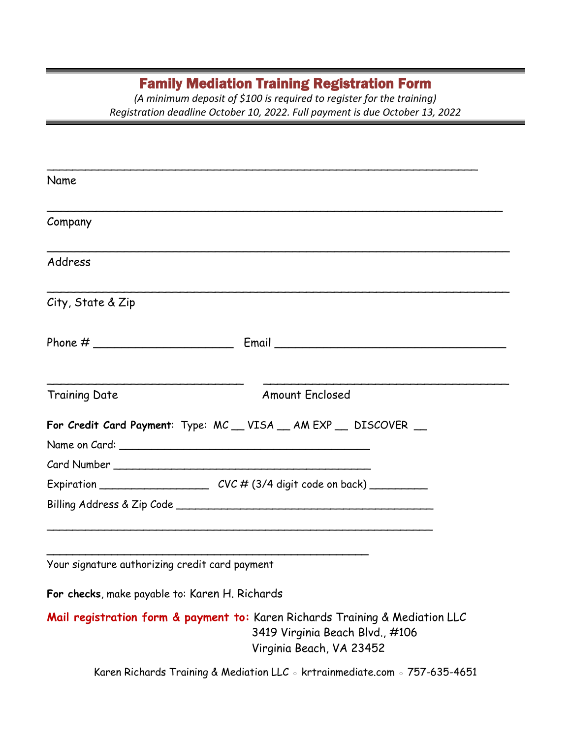# Family Mediation Training Registration Form

*(A minimum deposit of $100 is required to register for the training)*
*Registration deadline October 10, 2022. Full payment is due October 13, 2022*

_______________________________________________________________
Name

_______________________________________________________________
Company

_______________________________________________________________
Address

_______________________________________________________________
City, State & Zip

Phone # ____________________ Email __________________________________

______________________________ ____________________________________
Training Date Amount Enclosed

**For Credit Card Payment**: Type: MC __ VISA __ AM EXP __ DISCOVER __

Name on Card: _____________________________________

Card Number _____________________________________

Expiration ________________ CVC # (3/4 digit code on back) ________

Billing Address & Zip Code ______________________________________

_______________________________________________________________

_______________________________________________
Your signature authorizing credit card payment

**For checks**, make payable to: Karen H. Richards

**Mail registration form & payment to:** Karen Richards Training & Mediation LLC
3419 Virginia Beach Blvd., #106
Virginia Beach, VA 23452

Karen Richards Training & Mediation LLC ◦ krtrainmediate.com ◦ 757-635-4651